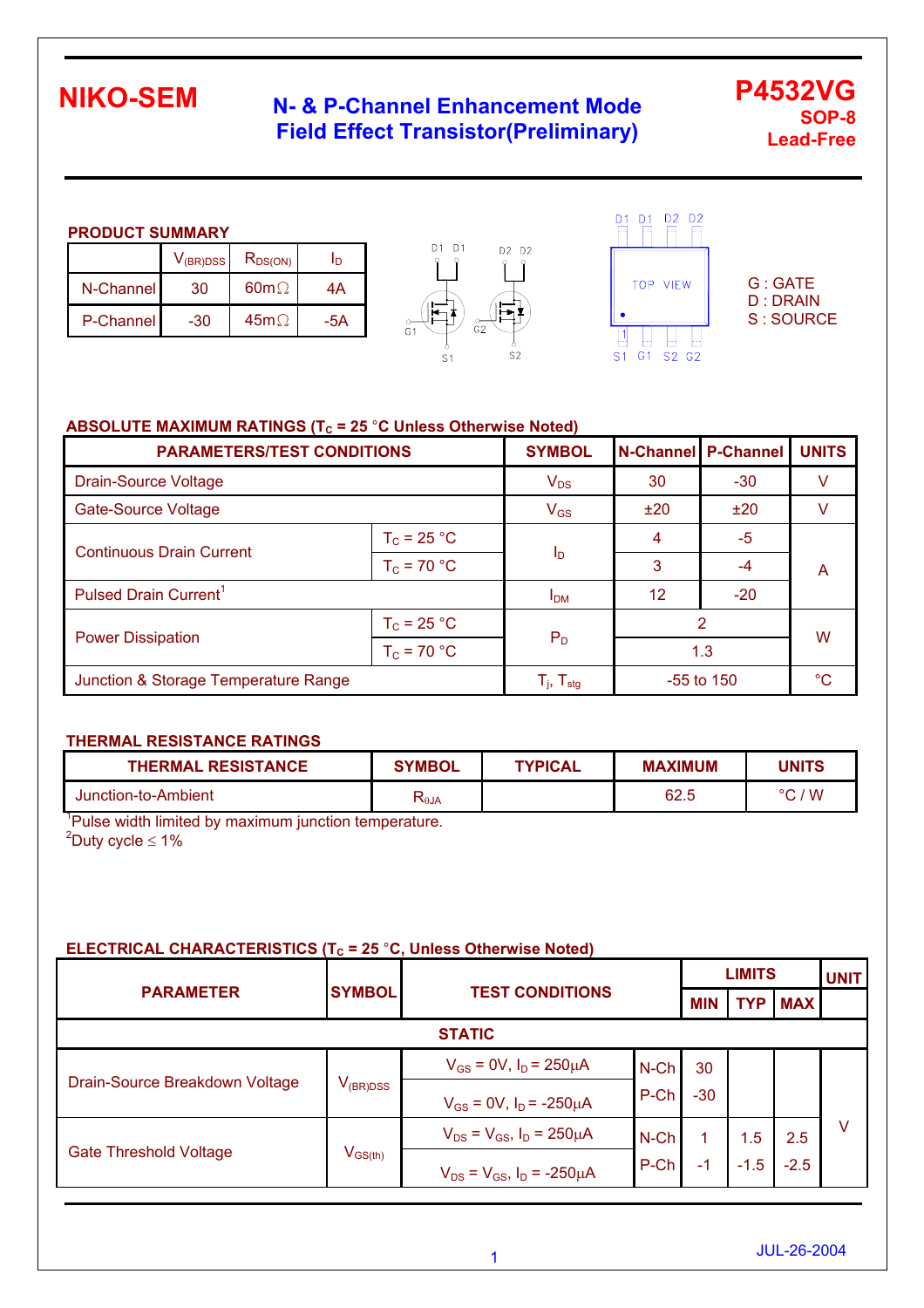NIKO-SEM

# N- & P-Channel Enhancement Mode Field Effect Transistor(Preliminary)

**P4532VG**
**SOP-8**
**Lead-Free**

## PRODUCT SUMMARY

| | $V_{(BR)DSS}$ | $R_{DS(ON)}$ | $I_D$ |
|---|---|---|---|
| N-Channel | 30 | 60mΩ | 4A |
| P-Channel | -30 | 45mΩ | -5A |

D1 D1 D2 D2
TOP VIEW
S1 G1 S2 G2

G : GATE
D : DRAIN
S : SOURCE

## ABSOLUTE MAXIMUM RATINGS ($T_C$ = 25 °C Unless Otherwise Noted)

| PARAMETERS/TEST CONDITIONS | | SYMBOL | N-Channel | P-Channel | UNITS |
|---|---|---|---|---|---|
| Drain-Source Voltage | | $V_{DS}$ | 30 | -30 | V |
| Gate-Source Voltage | | $V_{GS}$ | ±20 | ±20 | V |
| Continuous Drain Current | $T_C$ = 25 °C | $I_D$ | 4 | -5 | A |
| | $T_C$ = 70 °C | | 3 | -4 | |
| Pulsed Drain Current[1] | | $I_{DM}$ | 12 | -20 | |
| Power Dissipation | $T_C$ = 25 °C | $P_D$ | 2 | | W |
| | $T_C$ = 70 °C | | 1.3 | | |
| Junction & Storage Temperature Range | | $T_j$, $T_{stg}$ | -55 to 150 | | °C |

## THERMAL RESISTANCE RATINGS

| THERMAL RESISTANCE | SYMBOL | TYPICAL | MAXIMUM | UNITS |
|---|---|---|---|---|
| Junction-to-Ambient | $R_{\theta JA}$ | | 62.5 | °C / W |

[1]Pulse width limited by maximum junction temperature.
[2]Duty cycle ≤ 1%

## ELECTRICAL CHARACTERISTICS ($T_C$ = 25 °C, Unless Otherwise Noted)

| PARAMETER | SYMBOL | TEST CONDITIONS | | LIMITS MIN | TYP | MAX | UNIT |
|---|---|---|---|---|---|---|---|
| **STATIC** | | | | | | | |
| Drain-Source Breakdown Voltage | $V_{(BR)DSS}$ | $V_{GS}$ = 0V, $I_D$ = 250μA | N-Ch | 30 | | | V |
| | | $V_{GS}$ = 0V, $I_D$ = -250μA | P-Ch | -30 | | | |
| Gate Threshold Voltage | $V_{GS(th)}$ | $V_{DS}$ = $V_{GS}$, $I_D$ = 250μA | N-Ch | 1 | 1.5 | 2.5 | |
| | | $V_{DS}$ = $V_{GS}$, $I_D$ = -250μA | P-Ch | -1 | -1.5 | -2.5 | |

JUL-26-2004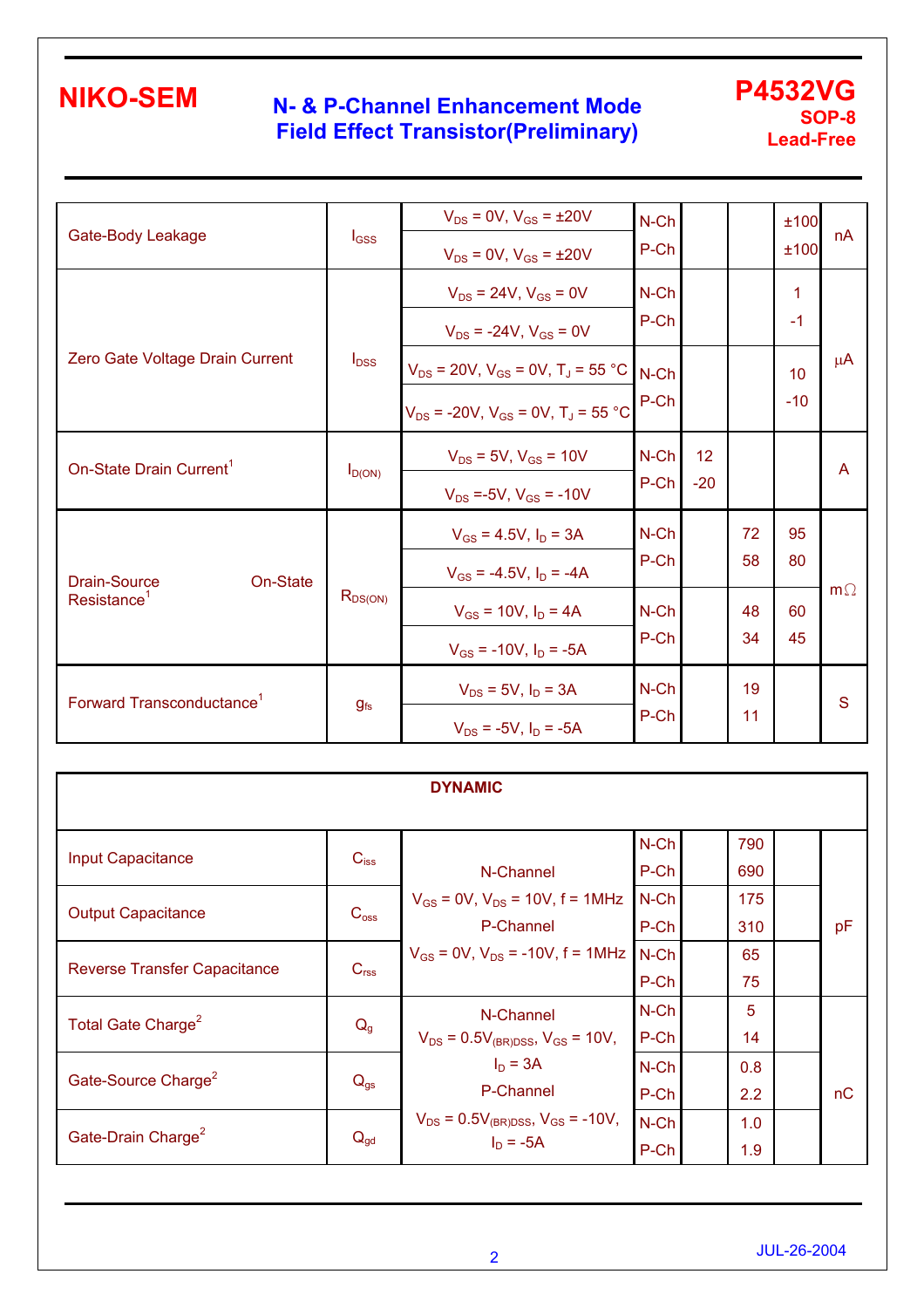| Parameter | Symbol | Test Conditions | | Min | Typ | Max | Unit |
|---|---|---|---|---|---|---|---|
| Gate-Body Leakage | $I_{GSS}$ | $V_{DS}$ = 0V, $V_{GS}$ = ±20V | N-Ch | | | ±100 | nA |
| | | $V_{DS}$ = 0V, $V_{GS}$ = ±20V | P-Ch | | | ±100 | |
| Zero Gate Voltage Drain Current | $I_{DSS}$ | $V_{DS}$ = 24V, $V_{GS}$ = 0V | N-Ch | | | 1 | μA |
| | | $V_{DS}$ = -24V, $V_{GS}$ = 0V | P-Ch | | | -1 | |
| | | $V_{DS}$ = 20V, $V_{GS}$ = 0V, $T_J$ = 55 °C | N-Ch | | | 10 | |
| | | $V_{DS}$ = -20V, $V_{GS}$ = 0V, $T_J$ = 55 °C | P-Ch | | | -10 | |
| On-State Drain Current[1] | $I_{D(ON)}$ | $V_{DS}$ = 5V, $V_{GS}$ = 10V | N-Ch | 12 | | | A |
| | | $V_{DS}$ =-5V, $V_{GS}$ = -10V | P-Ch | -20 | | | |
| Drain-Source On-State Resistance[1] | $R_{DS(ON)}$ | $V_{GS}$ = 4.5V, $I_D$ = 3A | N-Ch | | 72 | 95 | mΩ |
| | | $V_{GS}$ = -4.5V, $I_D$ = -4A | P-Ch | | 58 | 80 | |
| | | $V_{GS}$ = 10V, $I_D$ = 4A | N-Ch | | 48 | 60 | |
| | | $V_{GS}$ = -10V, $I_D$ = -5A | P-Ch | | 34 | 45 | |
| Forward Transconductance[1] | $g_{fs}$ | $V_{DS}$ = 5V, $I_D$ = 3A | N-Ch | | 19 | | S |
| | | $V_{DS}$ = -5V, $I_D$ = -5A | P-Ch | | 11 | | |

| DYNAMIC | | | | | | | |
|---|---|---|---|---|---|---|---|
| Input Capacitance | $C_{iss}$ | N-Channel $V_{GS}$ = 0V, $V_{DS}$ = 10V, f = 1MHz P-Channel $V_{GS}$ = 0V, $V_{DS}$ = -10V, f = 1MHz | N-Ch | | 790 | | pF |
| | | | P-Ch | | 690 | | |
| Output Capacitance | $C_{oss}$ | | N-Ch | | 175 | | |
| | | | P-Ch | | 310 | | |
| Reverse Transfer Capacitance | $C_{rss}$ | | N-Ch | | 65 | | |
| | | | P-Ch | | 75 | | |
| Total Gate Charge[2] | $Q_g$ | N-Channel $V_{DS}$ = $0.5V_{(BR)DSS}$, $V_{GS}$ = 10V, $I_D$ = 3A P-Channel $V_{DS}$ = $0.5V_{(BR)DSS}$, $V_{GS}$ = -10V, $I_D$ = -5A | N-Ch | | 5 | | nC |
| | | | P-Ch | | 14 | | |
| Gate-Source Charge[2] | $Q_{gs}$ | | N-Ch | | 0.8 | | |
| | | | P-Ch | | 2.2 | | |
| Gate-Drain Charge[2] | $Q_{gd}$ | | N-Ch | | 1.0 | | |
| | | | P-Ch | | 1.9 | | |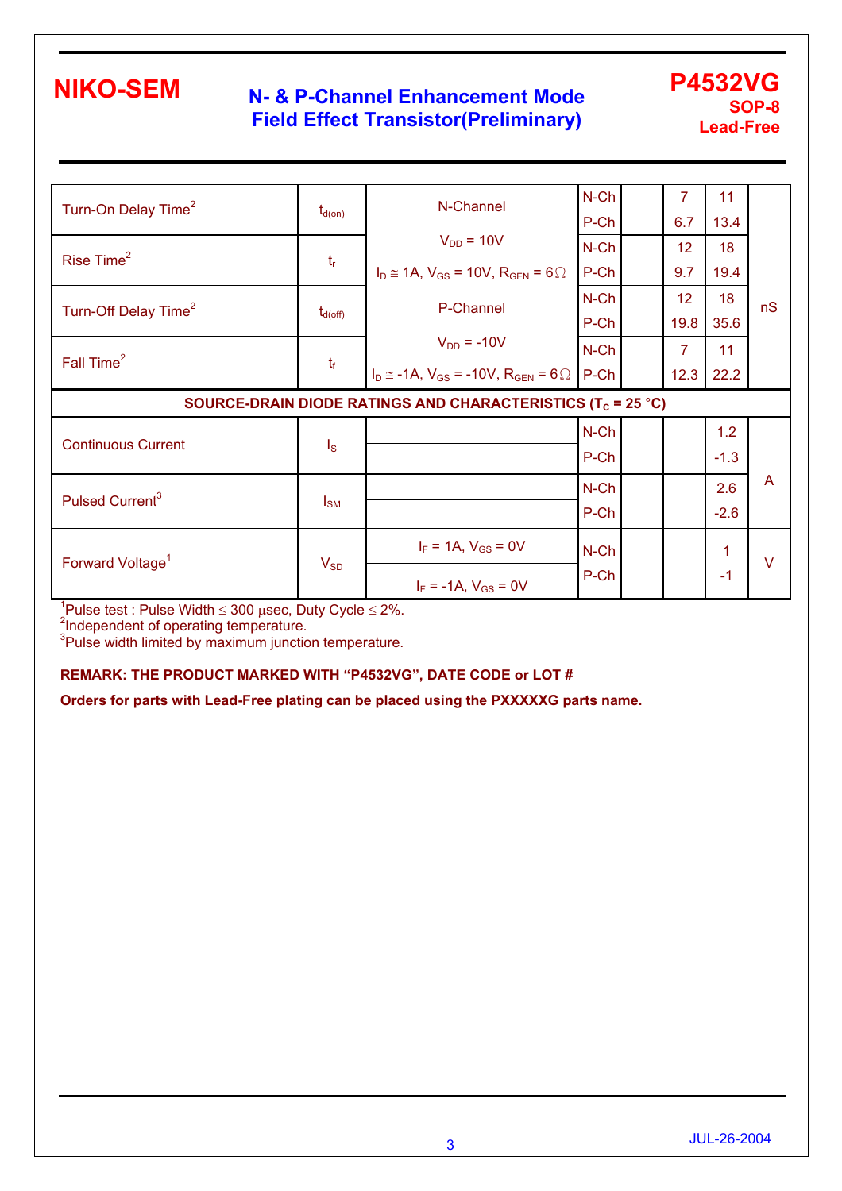| Parameter | Symbol | Test Conditions | Channel | Min | Typ | Max | Unit |
|---|---|---|---|---|---|---|---|
| Turn-On Delay Time[2] | $t_{d(on)}$ | N-Channel | N-Ch | | 7 | 11 | nS |
| | | | P-Ch | | 6.7 | 13.4 | |
| Rise Time[2] | $t_r$ | $V_{DD}$ = 10V | N-Ch | | 12 | 18 | |
| | | $I_D \cong$ 1A, $V_{GS}$ = 10V, $R_{GEN}$ = 6Ω | P-Ch | | 9.7 | 19.4 | |
| Turn-Off Delay Time[2] | $t_{d(off)}$ | P-Channel | N-Ch | | 12 | 18 | |
| | | | P-Ch | | 19.8 | 35.6 | |
| Fall Time[2] | $t_f$ | $V_{DD}$ = -10V | N-Ch | | 7 | 11 | |
| | | $I_D \cong$ -1A, $V_{GS}$ = -10V, $R_{GEN}$ = 6Ω | P-Ch | | 12.3 | 22.2 | |
| **SOURCE-DRAIN DIODE RATINGS AND CHARACTERISTICS ($T_C$ = 25 °C)** | | | | | | | |
| Continuous Current | $I_S$ | | N-Ch | | | 1.2 | A |
| | | | P-Ch | | | -1.3 | |
| Pulsed Current[3] | $I_{SM}$ | | N-Ch | | | 2.6 | |
| | | | P-Ch | | | -2.6 | |
| Forward Voltage[1] | $V_{SD}$ | $I_F$ = 1A, $V_{GS}$ = 0V | N-Ch | | | 1 | V |
| | | $I_F$ = -1A, $V_{GS}$ = 0V | P-Ch | | | -1 | |

[1]Pulse test : Pulse Width ≤ 300 μsec, Duty Cycle ≤ 2%.
[2]Independent of operating temperature.
[3]Pulse width limited by maximum junction temperature.

**REMARK: THE PRODUCT MARKED WITH "P4532VG", DATE CODE or LOT #**

**Orders for parts with Lead-Free plating can be placed using the PXXXXXG parts name.**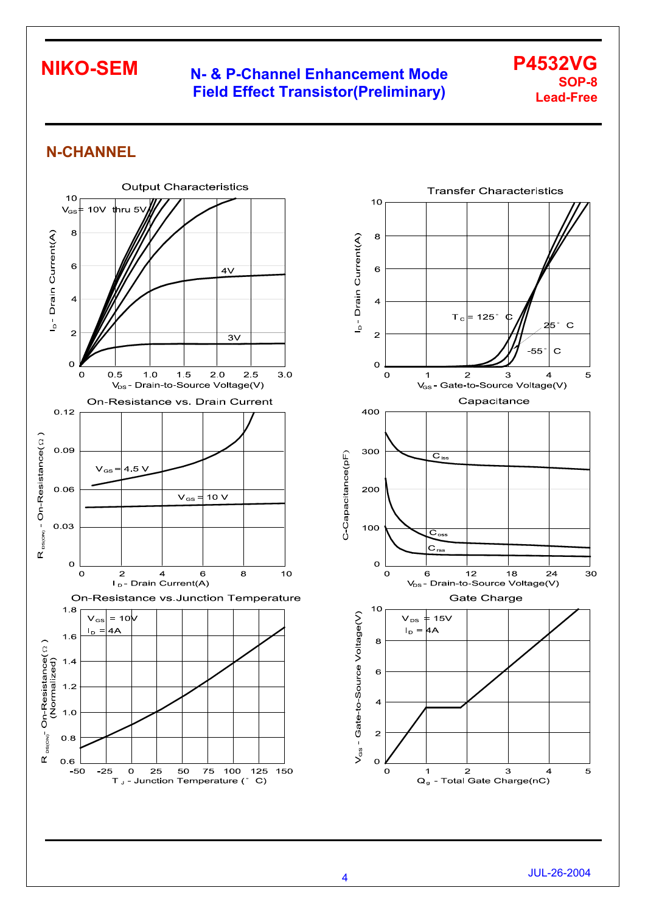## N-CHANNEL

**Output Characteristics**

$V_{GS}$ = 10V thru 5V

4V

3V

$I_D$ - Drain Current(A)

$V_{DS}$ - Drain-to-Source Voltage(V)

**Transfer Characteristics**

$T_C$ = 125° C

25° C

-55° C

$I_D$ - Drain Current(A)

$V_{GS}$ - Gate-to-Source Voltage(V)

**On-Resistance vs. Drain Current**

$V_{GS}$ = 4.5 V

$V_{GS}$ = 10 V

$R_{DS(ON)}$ - On-Resistance(Ω)

$I_D$ - Drain Current(A)

**Capacitance**

$C_{iss}$

$C_{oss}$

$C_{rss}$

C-Capacitance(pF)

$V_{DS}$ - Drain-to-Source Voltage(V)

**On-Resistance vs.Junction Temperature**

$V_{GS}$ = 10V

$I_D$ = 4A

$R_{DS(ON)}$ - On-Resistance(Ω) (Normalized)

$T_J$ - Junction Temperature (° C)

**Gate Charge**

$V_{DS}$ = 15V

$I_D$ = 4A

$V_{GS}$ - Gate-to-Source Voltage(V)

$Q_g$ - Total Gate Charge(nC)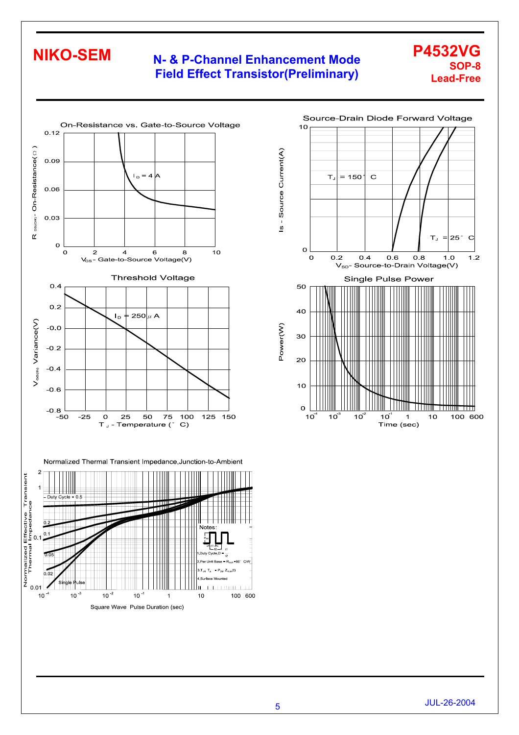**NIKO-SEM**

**N- & P-Channel Enhancement Mode Field Effect Transistor(Preliminary)**

**P4532VG**
**SOP-8**
**Lead-Free**

On-Resistance vs. Gate-to-Source Voltage

$I_D = 4$ A

$R_{DS(ON)}$ - On-Resistance(Ω)

$V_{GS}$ - Gate-to-Source Voltage(V)

Source-Drain Diode Forward Voltage

$T_J = 150°C$

$T_J = 25°C$

Is - Source Current(A)

$V_{SD}$ - Source-to-Drain Voltage(V)

Threshold Voltage

$I_D = 250\mu A$

$V_{GS(th)}$ Variance(V)

$T_J$ - Temperature (°C)

Single Pulse Power

Power(W)

Time (sec)

Normalized Thermal Transient Impedance,Junction-to-Ambient

Duty Cycle = 0.5, 0.2, 0.1, 0.05, 0.02, Single Pulse

Notes:
1.Duty Cycle, D = t1/t2
2.Per Unit Base = $R_{thJA}$ = 90°C/W
3.$T_{JM} - T_A = P_{DM} Z_{thJA}(t)$
4.Surface Mounted

Normalized Effective Transient Thermal Impedance

Square Wave Pulse Duration (sec)

JUL-26-2004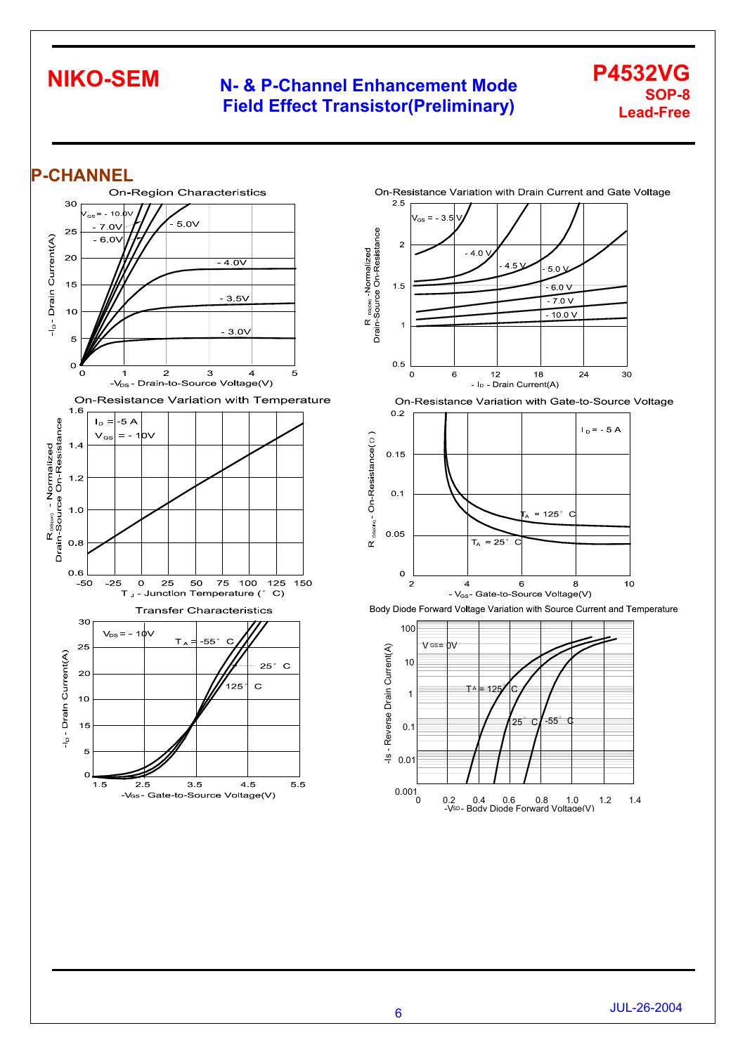## P-CHANNEL

On-Region Characteristics

$V_{GS}$ = - 10.0V, - 7.0V, - 6.0V, - 5.0V, - 4.0V, - 3.5V, - 3.0V

$-I_D$ - Drain Current(A)

$-V_{DS}$ - Drain-to-Source Voltage(V)

On-Resistance Variation with Drain Current and Gate Voltage

$V_{GS}$ = - 3.5 V, - 4.0 V, - 4.5 V, - 5.0 V, - 6.0 V, - 7.0 V, - 10.0 V

$R_{DS(ON)}$ -Normalized Drain-Source On-Resistance

$-I_D$ - Drain Current(A)

On-Resistance Variation with Temperature

$I_D$ = -5 A
$V_{GS}$ = - 10V

$R_{DS(on)}$ - Normalized Drain-Source On-Resistance

$T_J$ - Junction Temperature (° C)

On-Resistance Variation with Gate-to-Source Voltage

$I_D$ = - 5 A

$T_A$ = 125° C
$T_A$ = 25° C

$R_{DS(ON)}$ - On-Resistance(Ω)

$-V_{GS}$- Gate-to-Source Voltage(V)

Transfer Characteristics

$V_{DS}$ = - 10V

$T_A$ = -55° C, 25° C, 125° C

$-I_D$ - Drain Current(A)

$-V_{GS}$ - Gate-to-Source Voltage(V)

Body Diode Forward Voltage Variation with Source Current and Temperature

$V_{GS}$ = 0V

$T_A$ = 125° C, 25° C, -55° C

$-I_S$ - Reverse Drain Current(A)

$-V_{SD}$ - Body Diode Forward Voltage(V)

JUL-26-2004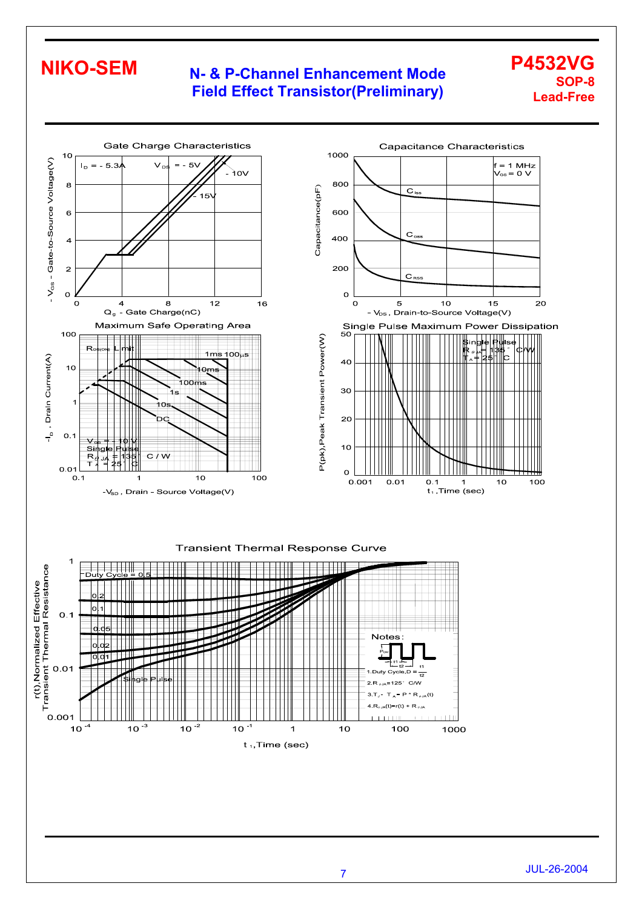# NIKO-SEM

## N- & P-Channel Enhancement Mode Field Effect Transistor(Preliminary)

**P4532VG**
**SOP-8**
**Lead-Free**

### Gate Charge Characteristics

$I_D = -5.3A$, $V_{DS} = -5V$, $-10V$, $-15V$

Y-axis: $-V_{GS}$ - Gate-to-Source Voltage(V) (0–10)
X-axis: $Q_g$ - Gate Charge(nC) (0–16)

### Capacitance Characteristics

f = 1 MHz, $V_{GS} = 0$ V

Curves: $C_{iss}$, $C_{oss}$, $C_{RSS}$

Y-axis: Capacitance(pF) (0–1000)
X-axis: $-V_{DS}$, Drain-to-Source Voltage(V) (0–20)

### Maximum Safe Operating Area

$R_{DS(ON)}$ Limit; 1ms, 100µs, 10ms, 100ms, 1s, 10s, DC

$V_{GS} = -10$ V, Single Pulse, $R_{\theta JA} = 135$°C/W, $T_A = 25$°C

Y-axis: $-I_D$, Drain Current(A) (0.01–100)
X-axis: $-V_{SD}$, Drain - Source Voltage(V) (0.1–100)

### Single Pulse Maximum Power Dissipation

Single Pulse, $R_{\theta JA} = 135$°C/W, $T_A = 25$°C

Y-axis: P(pk), Peak Transient Power(W) (0–50)
X-axis: $t_1$, Time (sec) (0.001–100)

### Transient Thermal Response Curve

Duty Cycle = 0.5, 0.2, 0.1, 0.05, 0.02, 0.01, Single Pulse

Y-axis: r(t), Normalized Effective Transient Thermal Resistance (0.001–1)
X-axis: $t_1$, Time (sec) ($10^{-4}$–1000)

Notes:

1. Duty Cycle, $D = \frac{t_1}{t_2}$
2. $R_{\theta JA} = 125$°C/W
3. $T_J - T_A = P * R_{\theta JA}(t)$
4. $R_{\theta JA}(t) = r(t) + R_{\theta JA}$

JUL-26-2004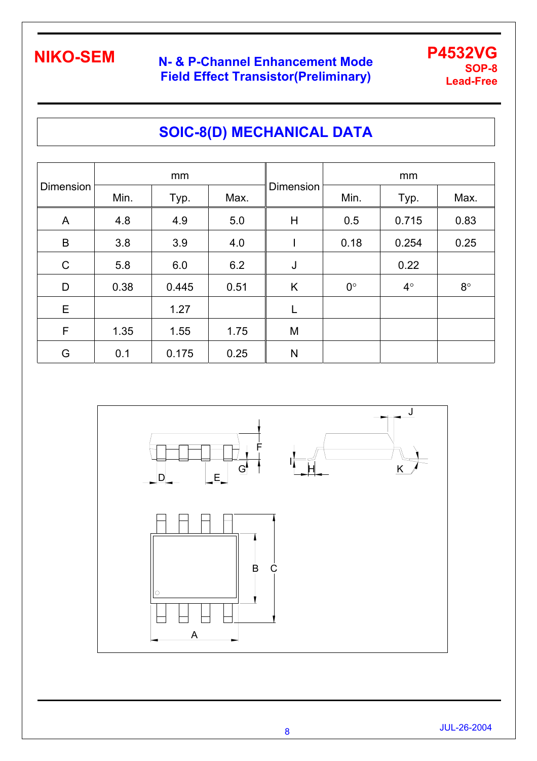NIKO-SEM

N- & P-Channel Enhancement Mode Field Effect Transistor(Preliminary)

P4532VG
SOP-8
Lead-Free

## SOIC-8(D) MECHANICAL DATA

| Dimension | mm | | | Dimension | mm | | |
|---|---|---|---|---|---|---|---|
| | Min. | Typ. | Max. | | Min. | Typ. | Max. |
| A | 4.8 | 4.9 | 5.0 | H | 0.5 | 0.715 | 0.83 |
| B | 3.8 | 3.9 | 4.0 | I | 0.18 | 0.254 | 0.25 |
| C | 5.8 | 6.0 | 6.2 | J | | 0.22 | |
| D | 0.38 | 0.445 | 0.51 | K | 0° | 4° | 8° |
| E | | 1.27 | | L | | | |
| F | 1.35 | 1.55 | 1.75 | M | | | |
| G | 0.1 | 0.175 | 0.25 | N | | | |

D E G F I H J K B C A

JUL-26-2004